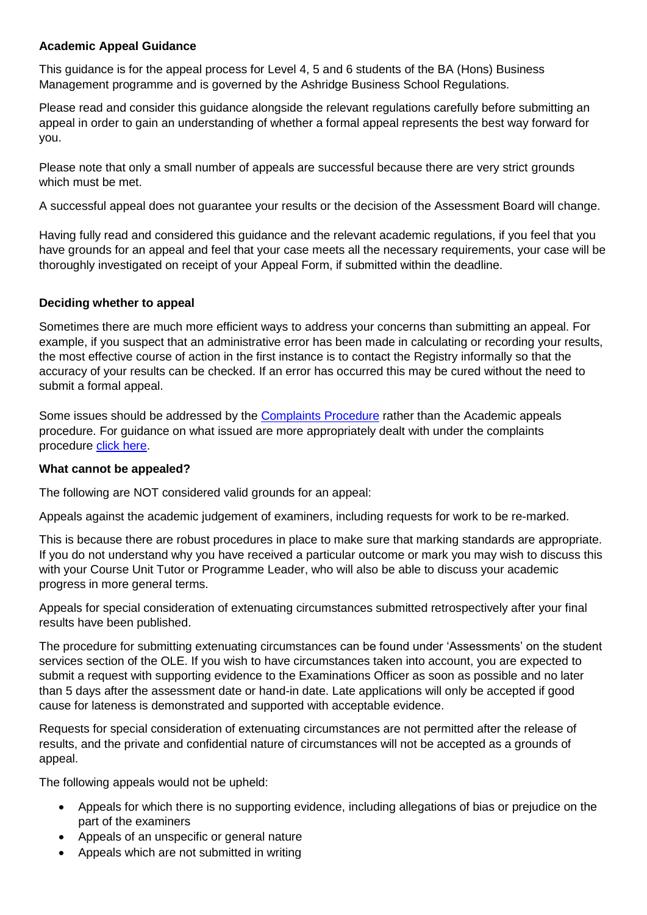**Academic Appeal Guidance**

This guidance is for the appeal process for Level 4, 5 and 6 students of the BA (Hons) Business Management programme and is governed by the Ashridge Business School Regulations.

Please read and consider this guidance alongside the relevant regulations carefully before submitting an appeal in order to gain an understanding of whether a formal appeal represents the best way forward for you.

Please note that only a small number of appeals are successful because there are very strict grounds which must be met.

A successful appeal does not guarantee your results or the decision of the Assessment Board will change.

Having fully read and considered this guidance and the relevant academic regulations, if you feel that you have grounds for an appeal and feel that your case meets all the necessary requirements, your case will be thoroughly investigated on receipt of your Appeal Form, if submitted within the deadline.

**Deciding whether to appeal**

Sometimes there are much more efficient ways to address your concerns than submitting an appeal. For example, if you suspect that an administrative error has been made in calculating or recording your results, the most effective course of action in the first instance is to contact the Registry informally so that the accuracy of your results can be checked. If an error has occurred this may be cured without the need to submit a formal appeal.

Some issues should be addressed by the Complaints Procedure rather than the Academic appeals procedure. For guidance on what issued are more appropriately dealt with under the complaints procedure click here.

**What cannot be appealed?**

The following are NOT considered valid grounds for an appeal:

Appeals against the academic judgement of examiners, including requests for work to be re-marked.

This is because there are robust procedures in place to make sure that marking standards are appropriate. If you do not understand why you have received a particular outcome or mark you may wish to discuss this with your Course Unit Tutor or Programme Leader, who will also be able to discuss your academic progress in more general terms.

Appeals for special consideration of extenuating circumstances submitted retrospectively after your final results have been published.

The procedure for submitting extenuating circumstances can be found under 'Assessments' on the student services section of the OLE. If you wish to have circumstances taken into account, you are expected to submit a request with supporting evidence to the Examinations Officer as soon as possible and no later than 5 days after the assessment date or hand-in date. Late applications will only be accepted if good cause for lateness is demonstrated and supported with acceptable evidence.

Requests for special consideration of extenuating circumstances are not permitted after the release of results, and the private and confidential nature of circumstances will not be accepted as a grounds of appeal.

The following appeals would not be upheld:

- Appeals for which there is no supporting evidence, including allegations of bias or prejudice on the part of the examiners
- Appeals of an unspecific or general nature
- Appeals which are not submitted in writing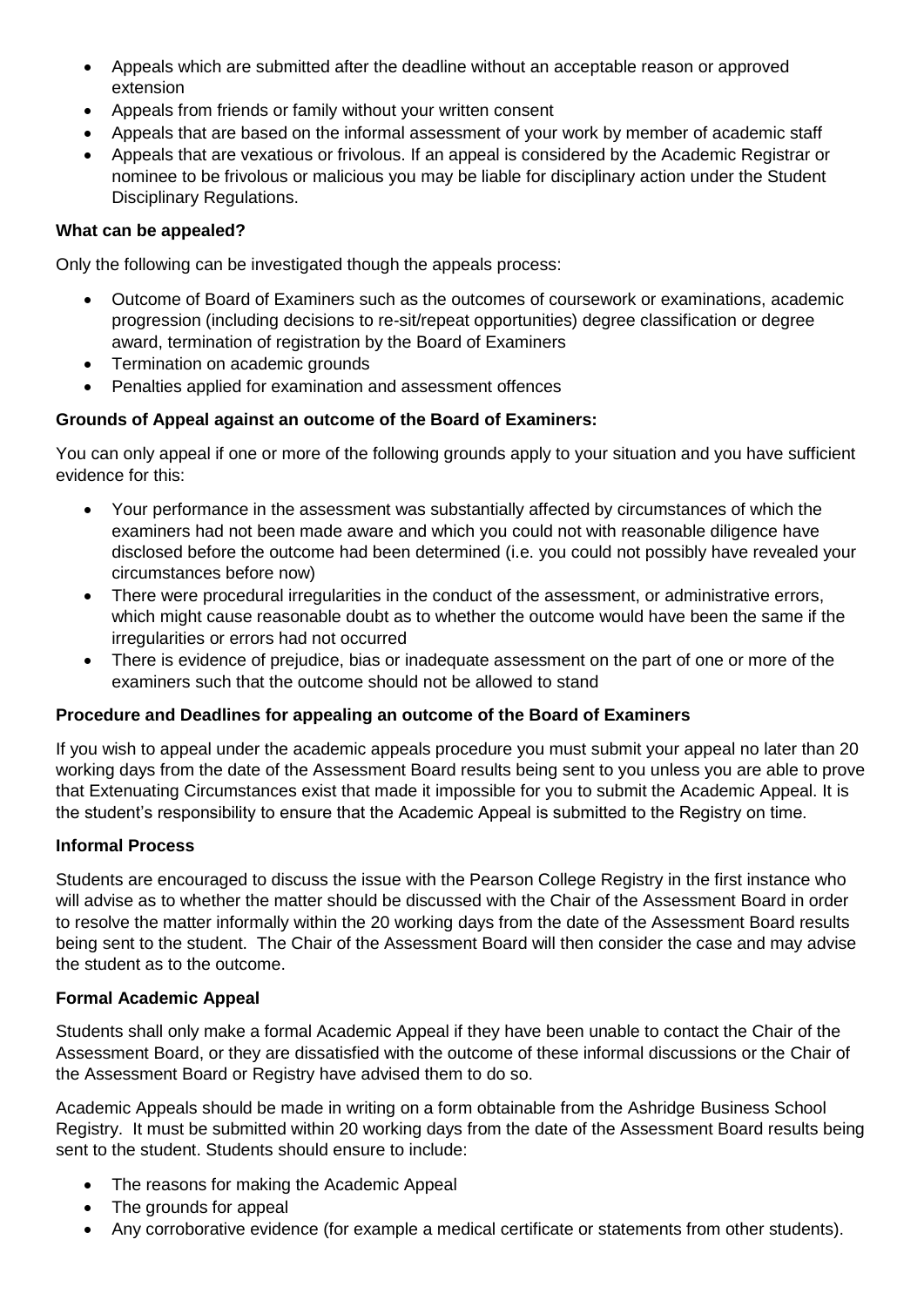- Appeals which are submitted after the deadline without an acceptable reason or approved extension
- Appeals from friends or family without your written consent
- Appeals that are based on the informal assessment of your work by member of academic staff
- Appeals that are vexatious or frivolous. If an appeal is considered by the Academic Registrar or nominee to be frivolous or malicious you may be liable for disciplinary action under the Student Disciplinary Regulations.

**What can be appealed?**

Only the following can be investigated though the appeals process:

- Outcome of Board of Examiners such as the outcomes of coursework or examinations, academic progression (including decisions to re-sit/repeat opportunities) degree classification or degree award, termination of registration by the Board of Examiners
- Termination on academic grounds
- Penalties applied for examination and assessment offences

**Grounds of Appeal against an outcome of the Board of Examiners:**

You can only appeal if one or more of the following grounds apply to your situation and you have sufficient evidence for this:

- Your performance in the assessment was substantially affected by circumstances of which the examiners had not been made aware and which you could not with reasonable diligence have disclosed before the outcome had been determined (i.e. you could not possibly have revealed your circumstances before now)
- There were procedural irregularities in the conduct of the assessment, or administrative errors, which might cause reasonable doubt as to whether the outcome would have been the same if the irregularities or errors had not occurred
- There is evidence of prejudice, bias or inadequate assessment on the part of one or more of the examiners such that the outcome should not be allowed to stand

**Procedure and Deadlines for appealing an outcome of the Board of Examiners**

If you wish to appeal under the academic appeals procedure you must submit your appeal no later than 20 working days from the date of the Assessment Board results being sent to you unless you are able to prove that Extenuating Circumstances exist that made it impossible for you to submit the Academic Appeal. It is the student's responsibility to ensure that the Academic Appeal is submitted to the Registry on time.

**Informal Process**

Students are encouraged to discuss the issue with the Pearson College Registry in the first instance who will advise as to whether the matter should be discussed with the Chair of the Assessment Board in order to resolve the matter informally within the 20 working days from the date of the Assessment Board results being sent to the student. The Chair of the Assessment Board will then consider the case and may advise the student as to the outcome.

**Formal Academic Appeal**

Students shall only make a formal Academic Appeal if they have been unable to contact the Chair of the Assessment Board, or they are dissatisfied with the outcome of these informal discussions or the Chair of the Assessment Board or Registry have advised them to do so.

Academic Appeals should be made in writing on a form obtainable from the Ashridge Business School Registry. It must be submitted within 20 working days from the date of the Assessment Board results being sent to the student. Students should ensure to include:

- The reasons for making the Academic Appeal
- The grounds for appeal
- Any corroborative evidence (for example a medical certificate or statements from other students).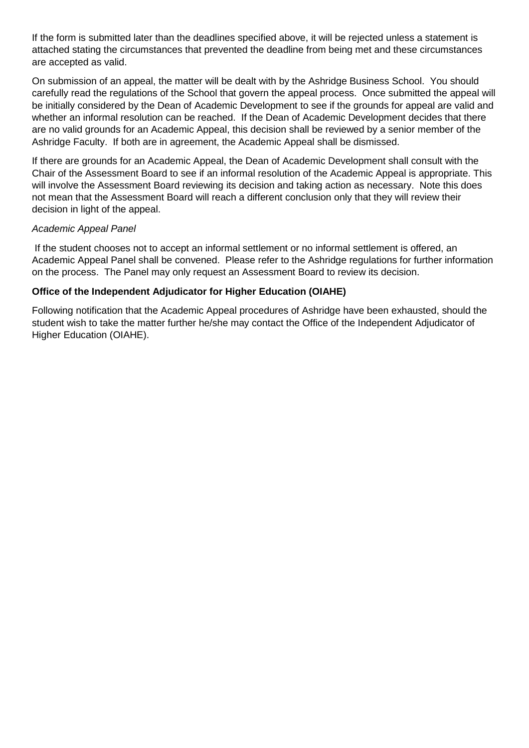If the form is submitted later than the deadlines specified above, it will be rejected unless a statement is attached stating the circumstances that prevented the deadline from being met and these circumstances are accepted as valid.

On submission of an appeal, the matter will be dealt with by the Ashridge Business School. You should carefully read the regulations of the School that govern the appeal process. Once submitted the appeal will be initially considered by the Dean of Academic Development to see if the grounds for appeal are valid and whether an informal resolution can be reached. If the Dean of Academic Development decides that there are no valid grounds for an Academic Appeal, this decision shall be reviewed by a senior member of the Ashridge Faculty. If both are in agreement, the Academic Appeal shall be dismissed.

If there are grounds for an Academic Appeal, the Dean of Academic Development shall consult with the Chair of the Assessment Board to see if an informal resolution of the Academic Appeal is appropriate. This will involve the Assessment Board reviewing its decision and taking action as necessary. Note this does not mean that the Assessment Board will reach a different conclusion only that they will review their decision in light of the appeal.

*Academic Appeal Panel*

If the student chooses not to accept an informal settlement or no informal settlement is offered, an Academic Appeal Panel shall be convened. Please refer to the Ashridge regulations for further information on the process. The Panel may only request an Assessment Board to review its decision.

**Office of the Independent Adjudicator for Higher Education (OIAHE)**

Following notification that the Academic Appeal procedures of Ashridge have been exhausted, should the student wish to take the matter further he/she may contact the Office of the Independent Adjudicator of Higher Education (OIAHE).